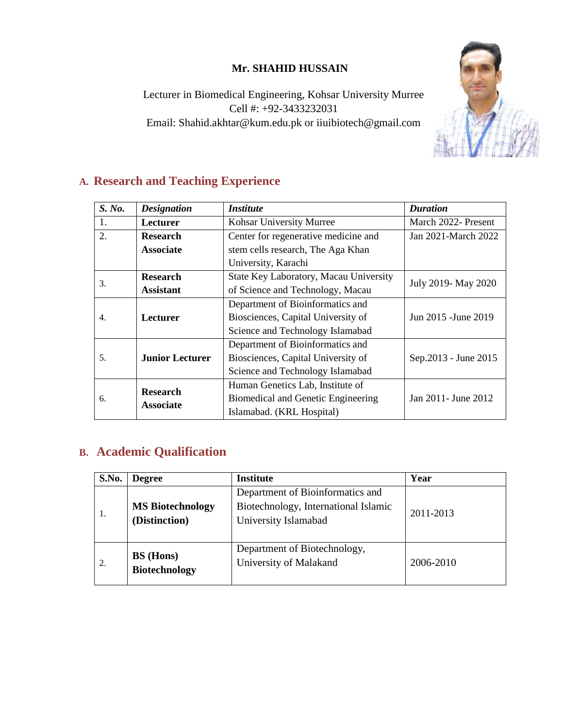**Mr. SHAHID HUSSAIN**

Lecturer in Biomedical Engineering, Kohsar University Murree
Cell #: +92-3433232031
Email: Shahid.akhtar@kum.edu.pk or iiuibiotech@gmail.com

## A. Research and Teaching Experience

| *S. No.* | *Designation* | *Institute* | *Duration* |
|---|---|---|---|
| 1. | **Lecturer** | Kohsar University Murree | March 2022- Present |
| 2. | **Research Associate** | Center for regenerative medicine and stem cells research, The Aga Khan University, Karachi | Jan 2021-March 2022 |
| 3. | **Research Assistant** | State Key Laboratory, Macau University of Science and Technology, Macau | July 2019- May 2020 |
| 4. | **Lecturer** | Department of Bioinformatics and Biosciences, Capital University of Science and Technology Islamabad | Jun 2015 -June 2019 |
| 5. | **Junior Lecturer** | Department of Bioinformatics and Biosciences, Capital University of Science and Technology Islamabad | Sep.2013 - June 2015 |
| 6. | **Research Associate** | Human Genetics Lab, Institute of Biomedical and Genetic Engineering Islamabad. (KRL Hospital) | Jan 2011- June 2012 |

## B. Academic Qualification

| **S.No.** | **Degree** | **Institute** | **Year** |
|---|---|---|---|
| 1. | **MS Biotechnology (Distinction)** | Department of Bioinformatics and Biotechnology, International Islamic University Islamabad | 2011-2013 |
| 2. | **BS (Hons) Biotechnology** | Department of Biotechnology, University of Malakand | 2006-2010 |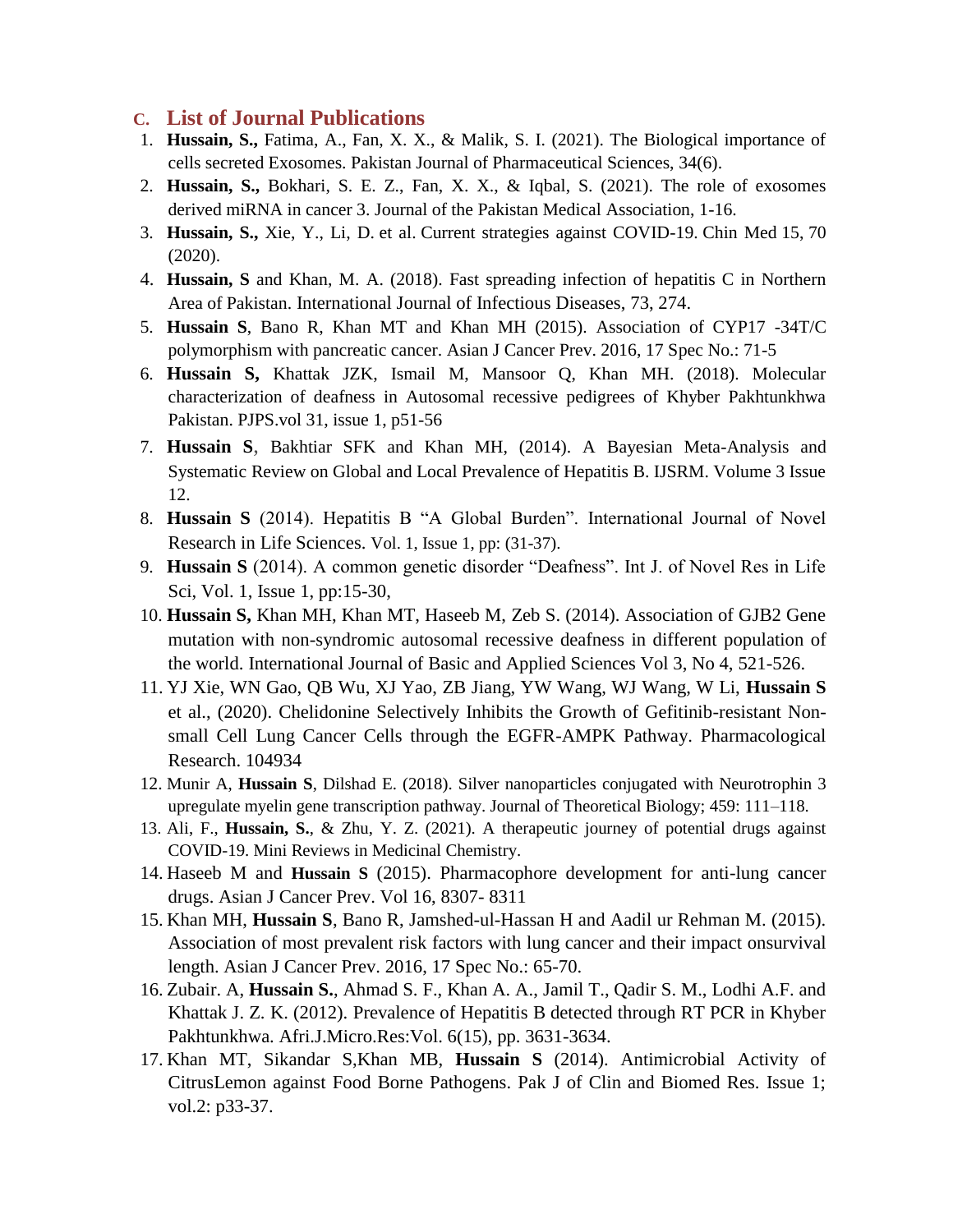## C. List of Journal Publications

1. **Hussain, S.,** Fatima, A., Fan, X. X., & Malik, S. I. (2021). The Biological importance of cells secreted Exosomes. Pakistan Journal of Pharmaceutical Sciences, 34(6).
2. **Hussain, S.,** Bokhari, S. E. Z., Fan, X. X., & Iqbal, S. (2021). The role of exosomes derived miRNA in cancer 3. Journal of the Pakistan Medical Association, 1-16.
3. **Hussain, S.,** Xie, Y., Li, D. et al. Current strategies against COVID-19. Chin Med 15, 70 (2020).
4. **Hussain, S** and Khan, M. A. (2018). Fast spreading infection of hepatitis C in Northern Area of Pakistan. International Journal of Infectious Diseases, 73, 274.
5. **Hussain S**, Bano R, Khan MT and Khan MH (2015). Association of CYP17 -34T/C polymorphism with pancreatic cancer. Asian J Cancer Prev. 2016, 17 Spec No.: 71-5
6. **Hussain S,** Khattak JZK, Ismail M, Mansoor Q, Khan MH. (2018). Molecular characterization of deafness in Autosomal recessive pedigrees of Khyber Pakhtunkhwa Pakistan. PJPS.vol 31, issue 1, p51-56
7. **Hussain S**, Bakhtiar SFK and Khan MH, (2014). A Bayesian Meta-Analysis and Systematic Review on Global and Local Prevalence of Hepatitis B. IJSRM. Volume 3 Issue 12.
8. **Hussain S** (2014). Hepatitis B "A Global Burden". International Journal of Novel Research in Life Sciences. Vol. 1, Issue 1, pp: (31-37).
9. **Hussain S** (2014). A common genetic disorder "Deafness". Int J. of Novel Res in Life Sci, Vol. 1, Issue 1, pp:15-30,
10. **Hussain S,** Khan MH, Khan MT, Haseeb M, Zeb S. (2014). Association of GJB2 Gene mutation with non-syndromic autosomal recessive deafness in different population of the world. International Journal of Basic and Applied Sciences Vol 3, No 4, 521-526.
11. YJ Xie, WN Gao, QB Wu, XJ Yao, ZB Jiang, YW Wang, WJ Wang, W Li, **Hussain S** et al., (2020). Chelidonine Selectively Inhibits the Growth of Gefitinib-resistant Non-small Cell Lung Cancer Cells through the EGFR-AMPK Pathway. Pharmacological Research. 104934
12. Munir A, **Hussain S**, Dilshad E. (2018). Silver nanoparticles conjugated with Neurotrophin 3 upregulate myelin gene transcription pathway. Journal of Theoretical Biology; 459: 111–118.
13. Ali, F., **Hussain, S.**, & Zhu, Y. Z. (2021). A therapeutic journey of potential drugs against COVID-19. Mini Reviews in Medicinal Chemistry.
14. Haseeb M and **Hussain S** (2015). Pharmacophore development for anti-lung cancer drugs. Asian J Cancer Prev. Vol 16, 8307- 8311
15. Khan MH, **Hussain S**, Bano R, Jamshed-ul-Hassan H and Aadil ur Rehman M. (2015). Association of most prevalent risk factors with lung cancer and their impact onsurvival length. Asian J Cancer Prev. 2016, 17 Spec No.: 65-70.
16. Zubair. A, **Hussain S.**, Ahmad S. F., Khan A. A., Jamil T., Qadir S. M., Lodhi A.F. and Khattak J. Z. K. (2012). Prevalence of Hepatitis B detected through RT PCR in Khyber Pakhtunkhwa. Afri.J.Micro.Res:Vol. 6(15), pp. 3631-3634.
17. Khan MT, Sikandar S,Khan MB, **Hussain S** (2014). Antimicrobial Activity of CitrusLemon against Food Borne Pathogens. Pak J of Clin and Biomed Res. Issue 1; vol.2: p33-37.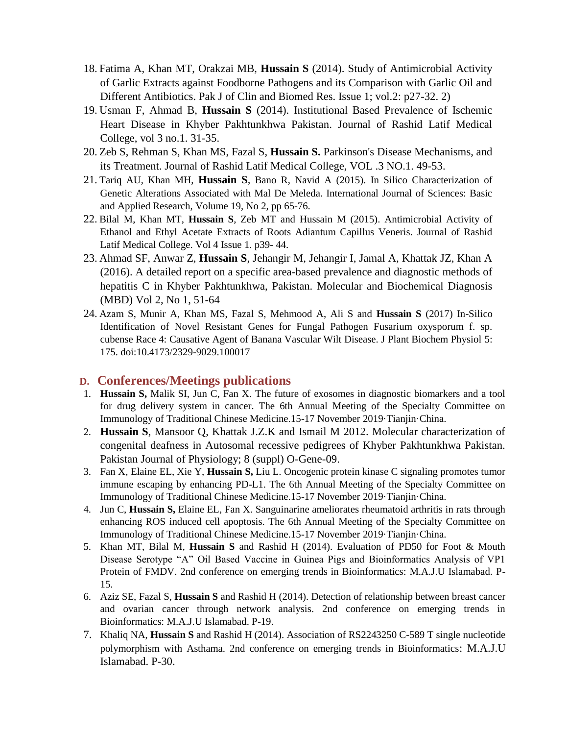18. Fatima A, Khan MT, Orakzai MB, **Hussain S** (2014). Study of Antimicrobial Activity of Garlic Extracts against Foodborne Pathogens and its Comparison with Garlic Oil and Different Antibiotics. Pak J of Clin and Biomed Res. Issue 1; vol.2: p27-32. 2)
19. Usman F, Ahmad B, **Hussain S** (2014). Institutional Based Prevalence of Ischemic Heart Disease in Khyber Pakhtunkhwa Pakistan. Journal of Rashid Latif Medical College, vol 3 no.1. 31-35.
20. Zeb S, Rehman S, Khan MS, Fazal S, **Hussain S.** Parkinson's Disease Mechanisms, and its Treatment. Journal of Rashid Latif Medical College, VOL .3 NO.1. 49-53.
21. Tariq AU, Khan MH, **Hussain S**, Bano R, Navid A (2015). In Silico Characterization of Genetic Alterations Associated with Mal De Meleda. International Journal of Sciences: Basic and Applied Research, Volume 19, No 2, pp 65-76.
22. Bilal M, Khan MT, **Hussain S**, Zeb MT and Hussain M (2015). Antimicrobial Activity of Ethanol and Ethyl Acetate Extracts of Roots Adiantum Capillus Veneris. Journal of Rashid Latif Medical College. Vol 4 Issue 1. p39- 44.
23. Ahmad SF, Anwar Z, **Hussain S**, Jehangir M, Jehangir I, Jamal A, Khattak JZ, Khan A (2016). A detailed report on a specific area-based prevalence and diagnostic methods of hepatitis C in Khyber Pakhtunkhwa, Pakistan. Molecular and Biochemical Diagnosis (MBD) Vol 2, No 1, 51-64
24. Azam S, Munir A, Khan MS, Fazal S, Mehmood A, Ali S and **Hussain S** (2017) In-Silico Identification of Novel Resistant Genes for Fungal Pathogen Fusarium oxysporum f. sp. cubense Race 4: Causative Agent of Banana Vascular Wilt Disease. J Plant Biochem Physiol 5: 175. doi:10.4173/2329-9029.100017

## D. Conferences/Meetings publications

1. **Hussain S,** Malik SI, Jun C, Fan X. The future of exosomes in diagnostic biomarkers and a tool for drug delivery system in cancer. The 6th Annual Meeting of the Specialty Committee on Immunology of Traditional Chinese Medicine.15-17 November 2019·Tianjin·China.
2. **Hussain S**, Mansoor Q, Khattak J.Z.K and Ismail M 2012. Molecular characterization of congenital deafness in Autosomal recessive pedigrees of Khyber Pakhtunkhwa Pakistan. Pakistan Journal of Physiology; 8 (suppl) O-Gene-09.
3. Fan X, Elaine EL, Xie Y, **Hussain S,** Liu L. Oncogenic protein kinase C signaling promotes tumor immune escaping by enhancing PD-L1. The 6th Annual Meeting of the Specialty Committee on Immunology of Traditional Chinese Medicine.15-17 November 2019·Tianjin·China.
4. Jun C, **Hussain S,** Elaine EL, Fan X. Sanguinarine ameliorates rheumatoid arthritis in rats through enhancing ROS induced cell apoptosis. The 6th Annual Meeting of the Specialty Committee on Immunology of Traditional Chinese Medicine.15-17 November 2019·Tianjin·China.
5. Khan MT, Bilal M, **Hussain S** and Rashid H (2014). Evaluation of PD50 for Foot & Mouth Disease Serotype "A" Oil Based Vaccine in Guinea Pigs and Bioinformatics Analysis of VP1 Protein of FMDV. 2nd conference on emerging trends in Bioinformatics: M.A.J.U Islamabad. P-15.
6. Aziz SE, Fazal S, **Hussain S** and Rashid H (2014). Detection of relationship between breast cancer and ovarian cancer through network analysis. 2nd conference on emerging trends in Bioinformatics: M.A.J.U Islamabad. P-19.
7. Khaliq NA, **Hussain S** and Rashid H (2014). Association of RS2243250 C-589 T single nucleotide polymorphism with Asthama. 2nd conference on emerging trends in Bioinformatics: M.A.J.U Islamabad. P-30.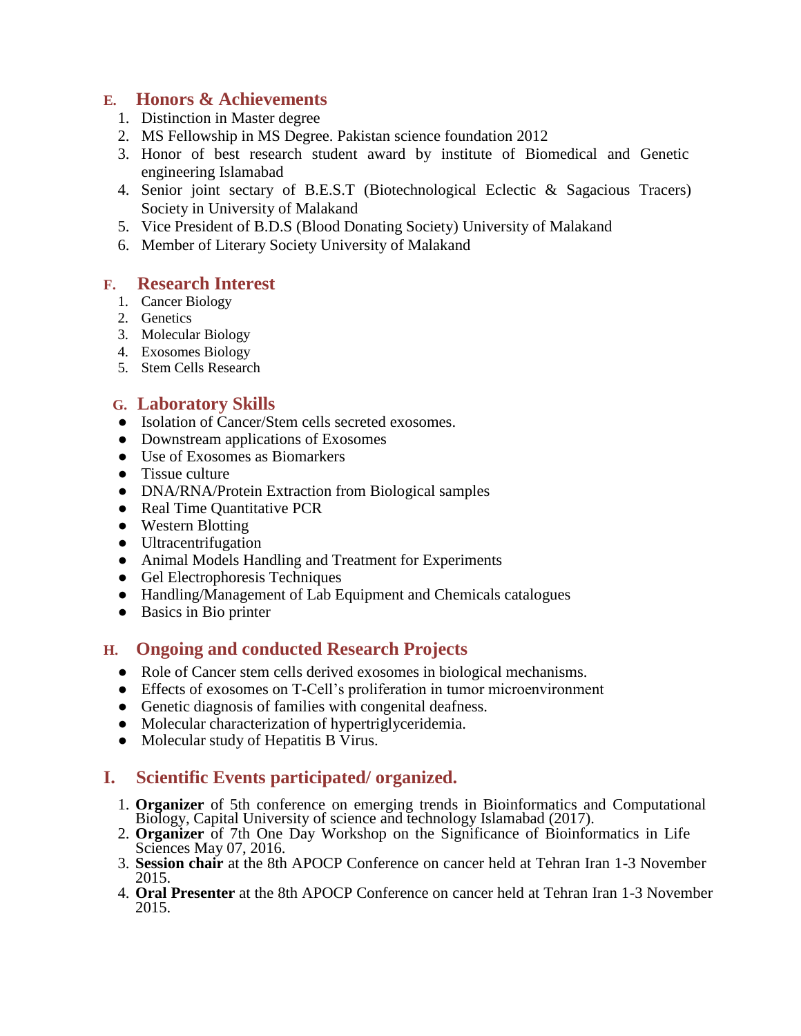## E. Honors & Achievements

1. Distinction in Master degree
2. MS Fellowship in MS Degree. Pakistan science foundation 2012
3. Honor of best research student award by institute of Biomedical and Genetic engineering Islamabad
4. Senior joint sectary of B.E.S.T (Biotechnological Eclectic & Sagacious Tracers) Society in University of Malakand
5. Vice President of B.D.S (Blood Donating Society) University of Malakand
6. Member of Literary Society University of Malakand

## F. Research Interest

1. Cancer Biology
2. Genetics
3. Molecular Biology
4. Exosomes Biology
5. Stem Cells Research

## G. Laboratory Skills

- Isolation of Cancer/Stem cells secreted exosomes.
- Downstream applications of Exosomes
- Use of Exosomes as Biomarkers
- Tissue culture
- DNA/RNA/Protein Extraction from Biological samples
- Real Time Quantitative PCR
- Western Blotting
- Ultracentrifugation
- Animal Models Handling and Treatment for Experiments
- Gel Electrophoresis Techniques
- Handling/Management of Lab Equipment and Chemicals catalogues
- Basics in Bio printer

## H. Ongoing and conducted Research Projects

- Role of Cancer stem cells derived exosomes in biological mechanisms.
- Effects of exosomes on T-Cell's proliferation in tumor microenvironment
- Genetic diagnosis of families with congenital deafness.
- Molecular characterization of hypertriglyceridemia.
- Molecular study of Hepatitis B Virus.

## I. Scientific Events participated/ organized.

1. **Organizer** of 5th conference on emerging trends in Bioinformatics and Computational Biology, Capital University of science and technology Islamabad (2017).
2. **Organizer** of 7th One Day Workshop on the Significance of Bioinformatics in Life Sciences May 07, 2016.
3. **Session chair** at the 8th APOCP Conference on cancer held at Tehran Iran 1-3 November 2015.
4. **Oral Presenter** at the 8th APOCP Conference on cancer held at Tehran Iran 1-3 November 2015.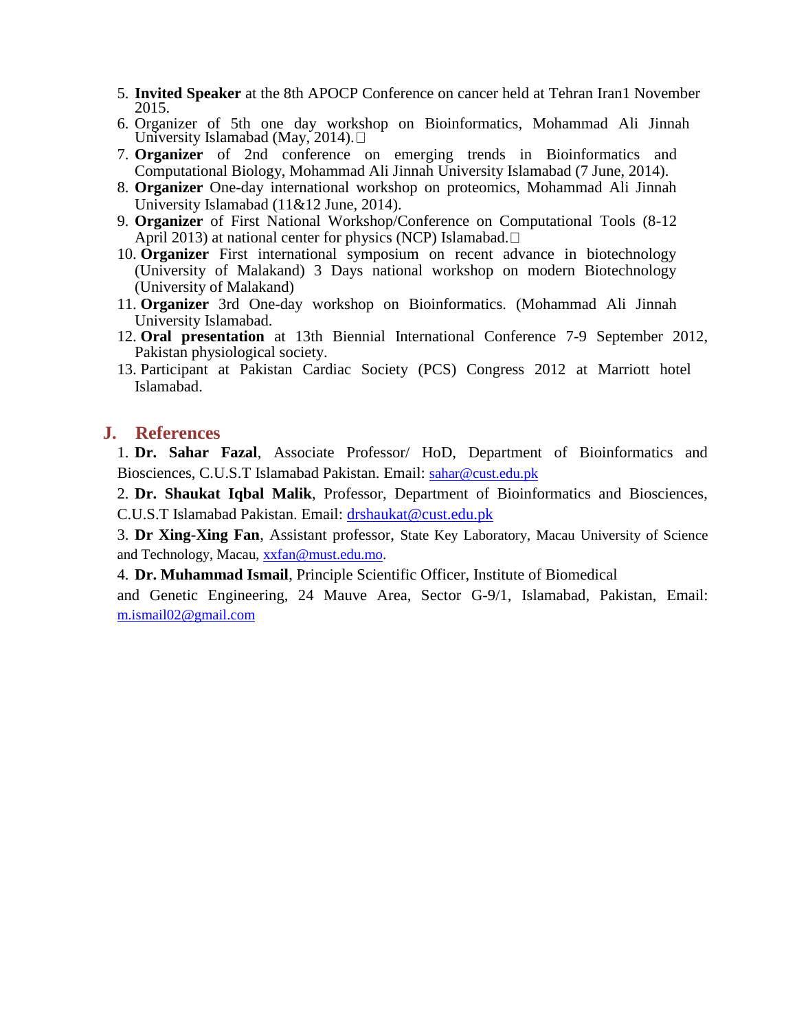5. **Invited Speaker** at the 8th APOCP Conference on cancer held at Tehran Iran1 November 2015.
6. Organizer of 5th one day workshop on Bioinformatics, Mohammad Ali Jinnah University Islamabad (May, 2014).
7. **Organizer** of 2nd conference on emerging trends in Bioinformatics and Computational Biology, Mohammad Ali Jinnah University Islamabad (7 June, 2014).
8. **Organizer** One-day international workshop on proteomics, Mohammad Ali Jinnah University Islamabad (11&12 June, 2014).
9. **Organizer** of First National Workshop/Conference on Computational Tools (8-12 April 2013) at national center for physics (NCP) Islamabad.
10. **Organizer** First international symposium on recent advance in biotechnology (University of Malakand) 3 Days national workshop on modern Biotechnology (University of Malakand)
11. **Organizer** 3rd One-day workshop on Bioinformatics. (Mohammad Ali Jinnah University Islamabad.
12. **Oral presentation** at 13th Biennial International Conference 7-9 September 2012, Pakistan physiological society.
13. Participant at Pakistan Cardiac Society (PCS) Congress 2012 at Marriott hotel Islamabad.

## J. References

1. **Dr. Sahar Fazal**, Associate Professor/ HoD, Department of Bioinformatics and Biosciences, C.U.S.T Islamabad Pakistan. Email: sahar@cust.edu.pk

2. **Dr. Shaukat Iqbal Malik**, Professor, Department of Bioinformatics and Biosciences, C.U.S.T Islamabad Pakistan. Email: drshaukat@cust.edu.pk

3. **Dr Xing-Xing Fan**, Assistant professor, State Key Laboratory, Macau University of Science and Technology, Macau, xxfan@must.edu.mo.

4. **Dr. Muhammad Ismail**, Principle Scientific Officer, Institute of Biomedical and Genetic Engineering, 24 Mauve Area, Sector G-9/1, Islamabad, Pakistan, Email: m.ismail02@gmail.com